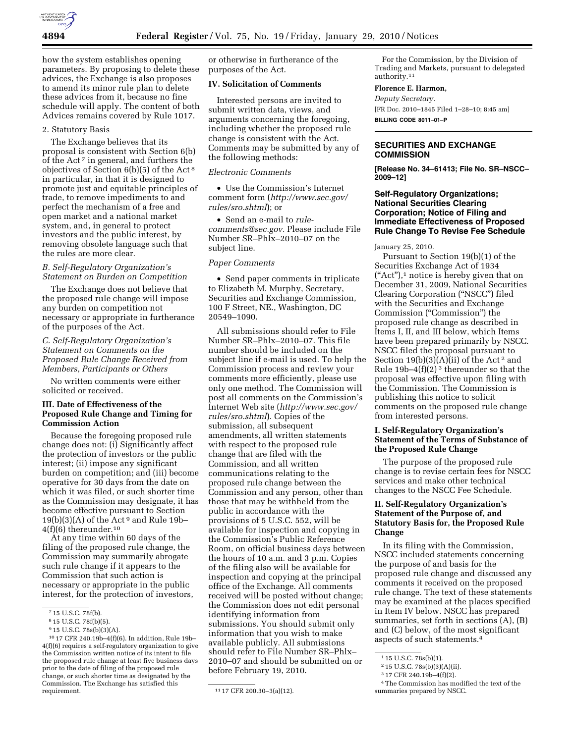how the system establishes opening parameters. By proposing to delete these advices, the Exchange is also proposes to amend its minor rule plan to delete these advices from it, because no fine schedule will apply. The content of both Advices remains covered by Rule 1017.

2. Statutory Basis

The Exchange believes that its proposal is consistent with Section 6(b) of the Act [7] in general, and furthers the objectives of Section 6(b)(5) of the Act [8] in particular, in that it is designed to promote just and equitable principles of trade, to remove impediments to and perfect the mechanism of a free and open market and a national market system, and, in general to protect investors and the public interest, by removing obsolete language such that the rules are more clear.

*B. Self-Regulatory Organization's Statement on Burden on Competition*

The Exchange does not believe that the proposed rule change will impose any burden on competition not necessary or appropriate in furtherance of the purposes of the Act.

*C. Self-Regulatory Organization's Statement on Comments on the Proposed Rule Change Received from Members, Participants or Others*

No written comments were either solicited or received.

### III. Date of Effectiveness of the Proposed Rule Change and Timing for Commission Action

Because the foregoing proposed rule change does not: (i) Significantly affect the protection of investors or the public interest; (ii) impose any significant burden on competition; and (iii) become operative for 30 days from the date on which it was filed, or such shorter time as the Commission may designate, it has become effective pursuant to Section 19(b)(3)(A) of the Act [9] and Rule 19b–4(f)(6) thereunder.[10]

At any time within 60 days of the filing of the proposed rule change, the Commission may summarily abrogate such rule change if it appears to the Commission that such action is necessary or appropriate in the public interest, for the protection of investors, or otherwise in furtherance of the purposes of the Act.

### IV. Solicitation of Comments

Interested persons are invited to submit written data, views, and arguments concerning the foregoing, including whether the proposed rule change is consistent with the Act. Comments may be submitted by any of the following methods:

*Electronic Comments*

- Use the Commission's Internet comment form (*http://www.sec.gov/rules/sro.shtml*); or
- Send an e-mail to *rule-comments@sec.gov*. Please include File Number SR–Phlx–2010–07 on the subject line.

*Paper Comments*

- Send paper comments in triplicate to Elizabeth M. Murphy, Secretary, Securities and Exchange Commission, 100 F Street, NE., Washington, DC 20549–1090.

All submissions should refer to File Number SR–Phlx–2010–07. This file number should be included on the subject line if e-mail is used. To help the Commission process and review your comments more efficiently, please use only one method. The Commission will post all comments on the Commission's Internet Web site (*http://www.sec.gov/rules/sro.shtml*). Copies of the submission, all subsequent amendments, all written statements with respect to the proposed rule change that are filed with the Commission, and all written communications relating to the proposed rule change between the Commission and any person, other than those that may be withheld from the public in accordance with the provisions of 5 U.S.C. 552, will be available for inspection and copying in the Commission's Public Reference Room, on official business days between the hours of 10 a.m. and 3 p.m. Copies of the filing also will be available for inspection and copying at the principal office of the Exchange. All comments received will be posted without change; the Commission does not edit personal identifying information from submissions. You should submit only information that you wish to make available publicly. All submissions should refer to File Number SR–Phlx–2010–07 and should be submitted on or before February 19, 2010.

For the Commission, by the Division of Trading and Markets, pursuant to delegated authority.[11]

**Florence E. Harmon,**

*Deputy Secretary.*

[FR Doc. 2010–1845 Filed 1–28–10; 8:45 am]

**BILLING CODE 8011–01–P**

[7] 15 U.S.C. 78f(b).

[8] 15 U.S.C. 78f(b)(5).

[9] 15 U.S.C. 78s(b)(3)(A).

[10] 17 CFR 240.19b–4(f)(6). In addition, Rule 19b–4(f)(6) requires a self-regulatory organization to give the Commission written notice of its intent to file the proposed rule change at least five business days prior to the date of filing of the proposed rule change, or such shorter time as designated by the Commission. The Exchange has satisfied this requirement.

[11] 17 CFR 200.30–3(a)(12).

## SECURITIES AND EXCHANGE COMMISSION

**[Release No. 34–61413; File No. SR–NSCC–2009–12]**

## Self-Regulatory Organizations; National Securities Clearing Corporation; Notice of Filing and Immediate Effectiveness of Proposed Rule Change To Revise Fee Schedule

January 25, 2010.

Pursuant to Section 19(b)(1) of the Securities Exchange Act of 1934 ("Act"),[1] notice is hereby given that on December 31, 2009, National Securities Clearing Corporation ("NSCC") filed with the Securities and Exchange Commission ("Commission") the proposed rule change as described in Items I, II, and III below, which Items have been prepared primarily by NSCC. NSCC filed the proposal pursuant to Section 19(b)(3)(A)(ii) of the Act [2] and Rule 19b–4(f)(2) [3] thereunder so that the proposal was effective upon filing with the Commission. The Commission is publishing this notice to solicit comments on the proposed rule change from interested persons.

### I. Self-Regulatory Organization's Statement of the Terms of Substance of the Proposed Rule Change

The purpose of the proposed rule change is to revise certain fees for NSCC services and make other technical changes to the NSCC Fee Schedule.

### II. Self-Regulatory Organization's Statement of the Purpose of, and Statutory Basis for, the Proposed Rule Change

In its filing with the Commission, NSCC included statements concerning the purpose of and basis for the proposed rule change and discussed any comments it received on the proposed rule change. The text of these statements may be examined at the places specified in Item IV below. NSCC has prepared summaries, set forth in sections (A), (B) and (C) below, of the most significant aspects of such statements.[4]

[1] 15 U.S.C. 78s(b)(1).

[2] 15 U.S.C. 78s(b)(3)(A)(ii).

[3] 17 CFR 240.19b–4(f)(2).

[4] The Commission has modified the text of the summaries prepared by NSCC.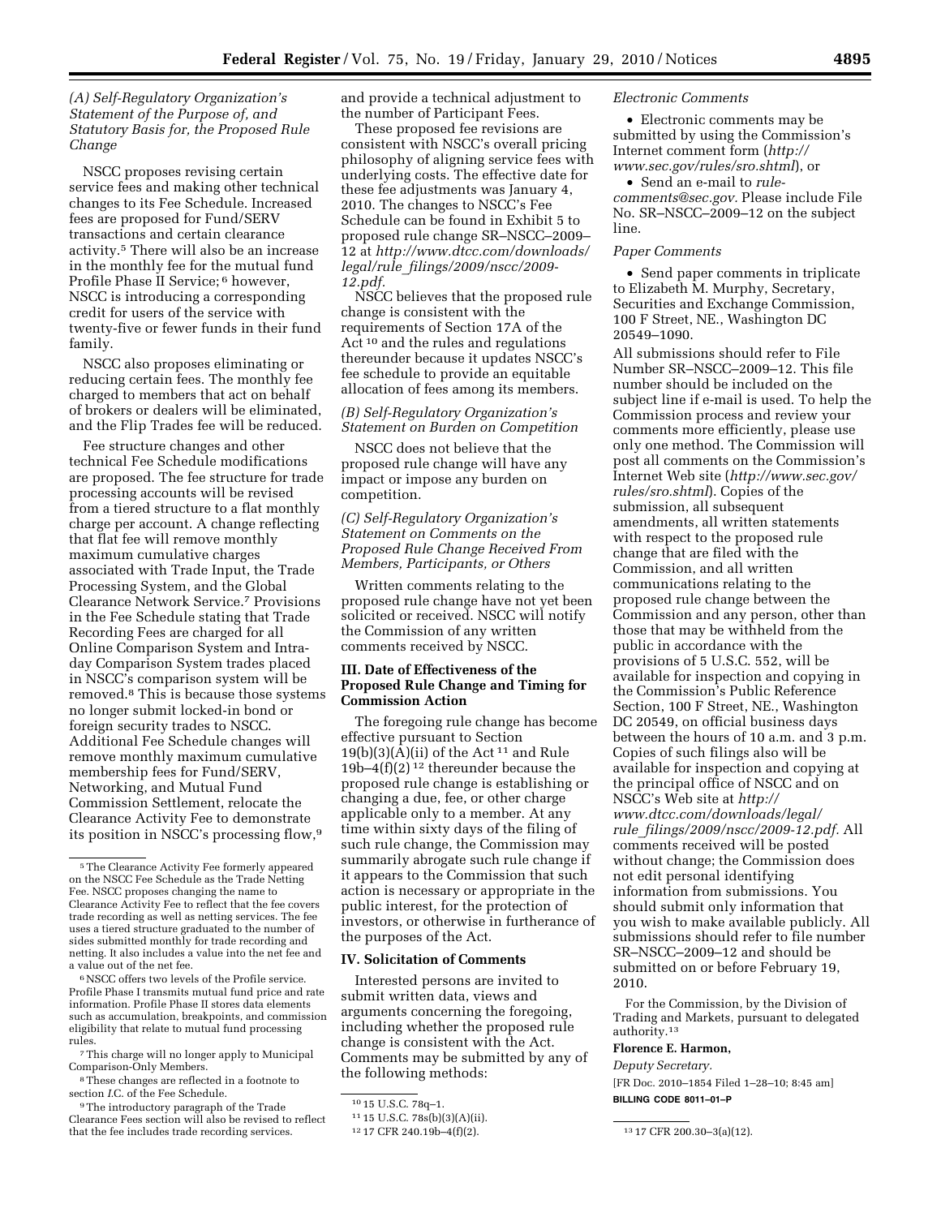*(A) Self-Regulatory Organization's Statement of the Purpose of, and Statutory Basis for, the Proposed Rule Change*

NSCC proposes revising certain service fees and making other technical changes to its Fee Schedule. Increased fees are proposed for Fund/SERV transactions and certain clearance activity.[5] There will also be an increase in the monthly fee for the mutual fund Profile Phase II Service;[6] however, NSCC is introducing a corresponding credit for users of the service with twenty-five or fewer funds in their fund family.

NSCC also proposes eliminating or reducing certain fees. The monthly fee charged to members that act on behalf of brokers or dealers will be eliminated, and the Flip Trades fee will be reduced.

Fee structure changes and other technical Fee Schedule modifications are proposed. The fee structure for trade processing accounts will be revised from a tiered structure to a flat monthly charge per account. A change reflecting that flat fee will remove monthly maximum cumulative charges associated with Trade Input, the Trade Processing System, and the Global Clearance Network Service.[7] Provisions in the Fee Schedule stating that Trade Recording Fees are charged for all Online Comparison System and Intra-day Comparison System trades placed in NSCC's comparison system will be removed.[8] This is because those systems no longer submit locked-in bond or foreign security trades to NSCC. Additional Fee Schedule changes will remove monthly maximum cumulative membership fees for Fund/SERV, Networking, and Mutual Fund Commission Settlement, relocate the Clearance Activity Fee to demonstrate its position in NSCC's processing flow,[9] and provide a technical adjustment to the number of Participant Fees.

These proposed fee revisions are consistent with NSCC's overall pricing philosophy of aligning service fees with underlying costs. The effective date for these fee adjustments was January 4, 2010. The changes to NSCC's Fee Schedule can be found in Exhibit 5 to proposed rule change SR–NSCC–2009–12 at *http://www.dtcc.com/downloads/legal/rule_filings/2009/nscc/2009-12.pdf*.

NSCC believes that the proposed rule change is consistent with the requirements of Section 17A of the Act[10] and the rules and regulations thereunder because it updates NSCC's fee schedule to provide an equitable allocation of fees among its members.

*(B) Self-Regulatory Organization's Statement on Burden on Competition*

NSCC does not believe that the proposed rule change will have any impact or impose any burden on competition.

*(C) Self-Regulatory Organization's Statement on Comments on the Proposed Rule Change Received From Members, Participants, or Others*

Written comments relating to the proposed rule change have not yet been solicited or received. NSCC will notify the Commission of any written comments received by NSCC.

**III. Date of Effectiveness of the Proposed Rule Change and Timing for Commission Action**

The foregoing rule change has become effective pursuant to Section 19(b)(3)(A)(ii) of the Act[11] and Rule 19b–4(f)(2)[12] thereunder because the proposed rule change is establishing or changing a due, fee, or other charge applicable only to a member. At any time within sixty days of the filing of such rule change, the Commission may summarily abrogate such rule change if it appears to the Commission that such action is necessary or appropriate in the public interest, for the protection of investors, or otherwise in furtherance of the purposes of the Act.

**IV. Solicitation of Comments**

Interested persons are invited to submit written data, views and arguments concerning the foregoing, including whether the proposed rule change is consistent with the Act. Comments may be submitted by any of the following methods:

*Electronic Comments*

- Electronic comments may be submitted by using the Commission's Internet comment form (*http://www.sec.gov/rules/sro.shtml*), or
- Send an e-mail to *rule-comments@sec.gov*. Please include File No. SR–NSCC–2009–12 on the subject line.

*Paper Comments*

- Send paper comments in triplicate to Elizabeth M. Murphy, Secretary, Securities and Exchange Commission, 100 F Street, NE., Washington DC 20549–1090.

All submissions should refer to File Number SR–NSCC–2009–12. This file number should be included on the subject line if e-mail is used. To help the Commission process and review your comments more efficiently, please use only one method. The Commission will post all comments on the Commission's Internet Web site (*http://www.sec.gov/rules/sro.shtml*). Copies of the submission, all subsequent amendments, all written statements with respect to the proposed rule change that are filed with the Commission, and all written communications relating to the proposed rule change between the Commission and any person, other than those that may be withheld from the public in accordance with the provisions of 5 U.S.C. 552, will be available for inspection and copying in the Commission's Public Reference Section, 100 F Street, NE., Washington DC 20549, on official business days between the hours of 10 a.m. and 3 p.m. Copies of such filings also will be available for inspection and copying at the principal office of NSCC and on NSCC's Web site at *http://www.dtcc.com/downloads/legal/rule_filings/2009/nscc/2009-12.pdf*. All comments received will be posted without change; the Commission does not edit personal identifying information from submissions. You should submit only information that you wish to make available publicly. All submissions should refer to file number SR–NSCC–2009–12 and should be submitted on or before February 19, 2010.

For the Commission, by the Division of Trading and Markets, pursuant to delegated authority.[13]

**Florence E. Harmon,**

*Deputy Secretary.*

[FR Doc. 2010–1854 Filed 1–28–10; 8:45 am]

**BILLING CODE 8011–01–P**

---

[5] The Clearance Activity Fee formerly appeared on the NSCC Fee Schedule as the Trade Netting Fee. NSCC proposes changing the name to Clearance Activity Fee to reflect that the fee covers trade recording as well as netting services. The fee uses a tiered structure graduated to the number of sides submitted monthly for trade recording and netting. It also includes a value into the net fee and a value out of the net fee.

[6] NSCC offers two levels of the Profile service. Profile Phase I transmits mutual fund price and rate information. Profile Phase II stores data elements such as accumulation, breakpoints, and commission eligibility that relate to mutual fund processing rules.

[7] This charge will no longer apply to Municipal Comparison-Only Members.

[8] These changes are reflected in a footnote to section *I.C.* of the Fee Schedule.

[9] The introductory paragraph of the Trade Clearance Fees section will also be revised to reflect that the fee includes trade recording services.

[10] 15 U.S.C. 78q–1.

[11] 15 U.S.C. 78s(b)(3)(A)(ii).

[12] 17 CFR 240.19b–4(f)(2).

[13] 17 CFR 200.30–3(a)(12).